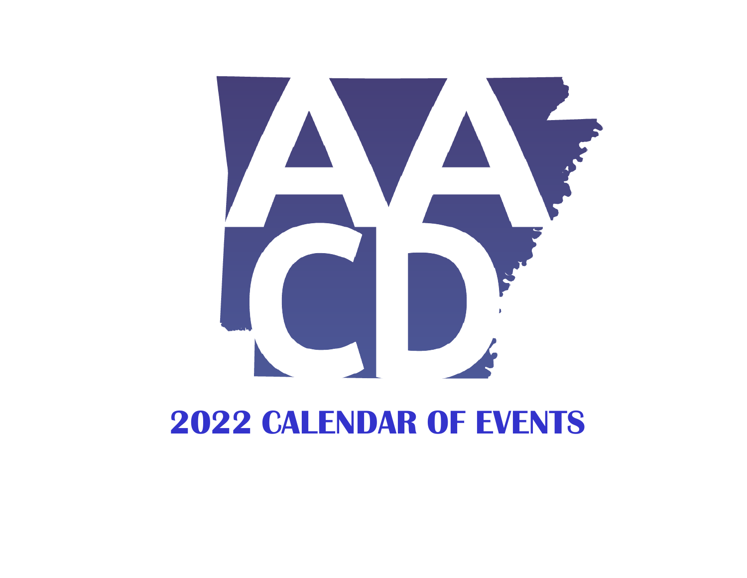AACD

# 2022 CALENDAR OF EVENTS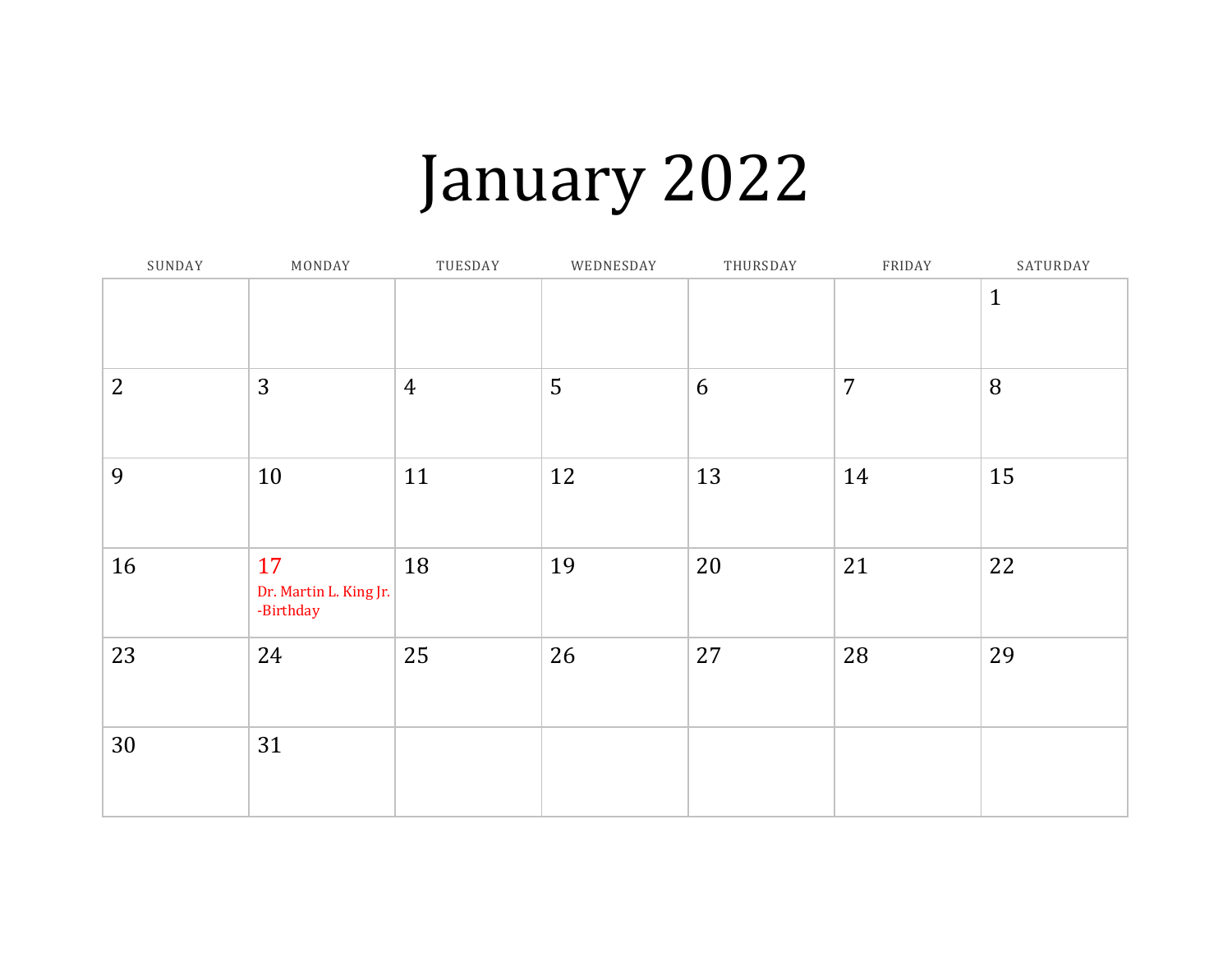# January 2022

| SUNDAY | MONDAY | TUESDAY | WEDNESDAY | THURSDAY | FRIDAY | SATURDAY |
|---|---|---|---|---|---|---|
| | | | | | | 1 |
| 2 | 3 | 4 | 5 | 6 | 7 | 8 |
| 9 | 10 | 11 | 12 | 13 | 14 | 15 |
| 16 | 17 Dr. Martin L. King Jr. -Birthday | 18 | 19 | 20 | 21 | 22 |
| 23 | 24 | 25 | 26 | 27 | 28 | 29 |
| 30 | 31 | | | | | |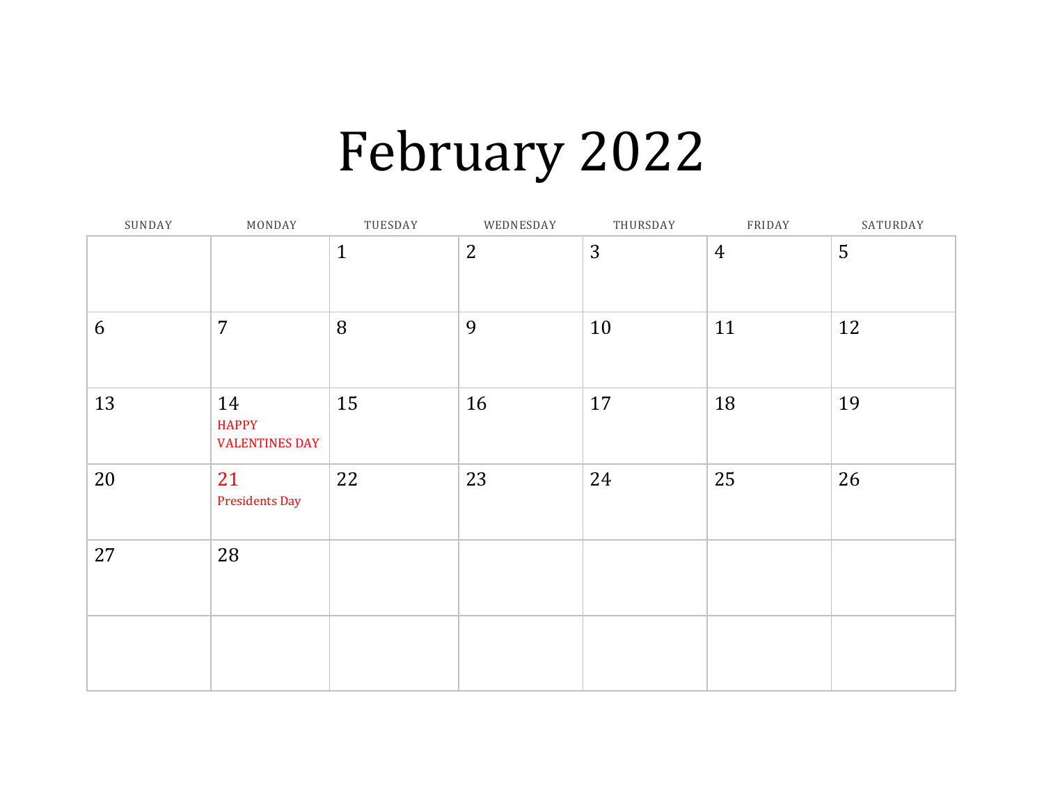# February 2022

| SUNDAY | MONDAY | TUESDAY | WEDNESDAY | THURSDAY | FRIDAY | SATURDAY |
|---|---|---|---|---|---|---|
| | | 1 | 2 | 3 | 4 | 5 |
| 6 | 7 | 8 | 9 | 10 | 11 | 12 |
| 13 | 14 HAPPY VALENTINES DAY | 15 | 16 | 17 | 18 | 19 |
| 20 | 21 Presidents Day | 22 | 23 | 24 | 25 | 26 |
| 27 | 28 | | | | | |
| | | | | | | |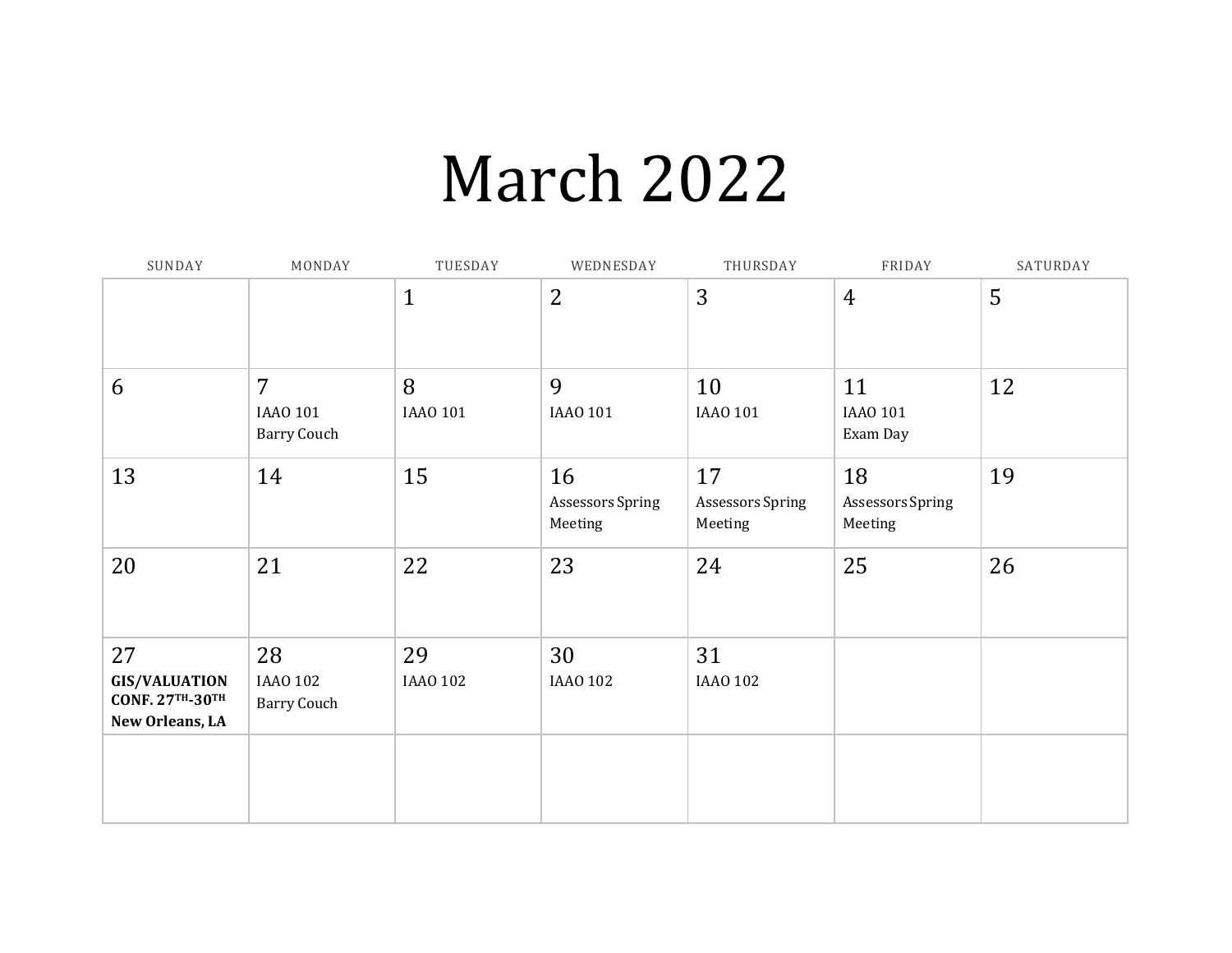# March 2022

| SUNDAY | MONDAY | TUESDAY | WEDNESDAY | THURSDAY | FRIDAY | SATURDAY |
|---|---|---|---|---|---|---|
| | | 1 | 2 | 3 | 4 | 5 |
| 6 | 7<br>IAAO 101<br>Barry Couch | 8<br>IAAO 101 | 9<br>IAAO 101 | 10<br>IAAO 101 | 11<br>IAAO 101<br>Exam Day | 12 |
| 13 | 14 | 15 | 16<br>Assessors Spring Meeting | 17<br>Assessors Spring Meeting | 18<br>Assessors Spring Meeting | 19 |
| 20 | 21 | 22 | 23 | 24 | 25 | 26 |
| 27<br>**GIS/VALUATION CONF. 27TH-30TH**<br>**New Orleans, LA** | 28<br>IAAO 102<br>Barry Couch | 29<br>IAAO 102 | 30<br>IAAO 102 | 31<br>IAAO 102 | | |
| | | | | | | |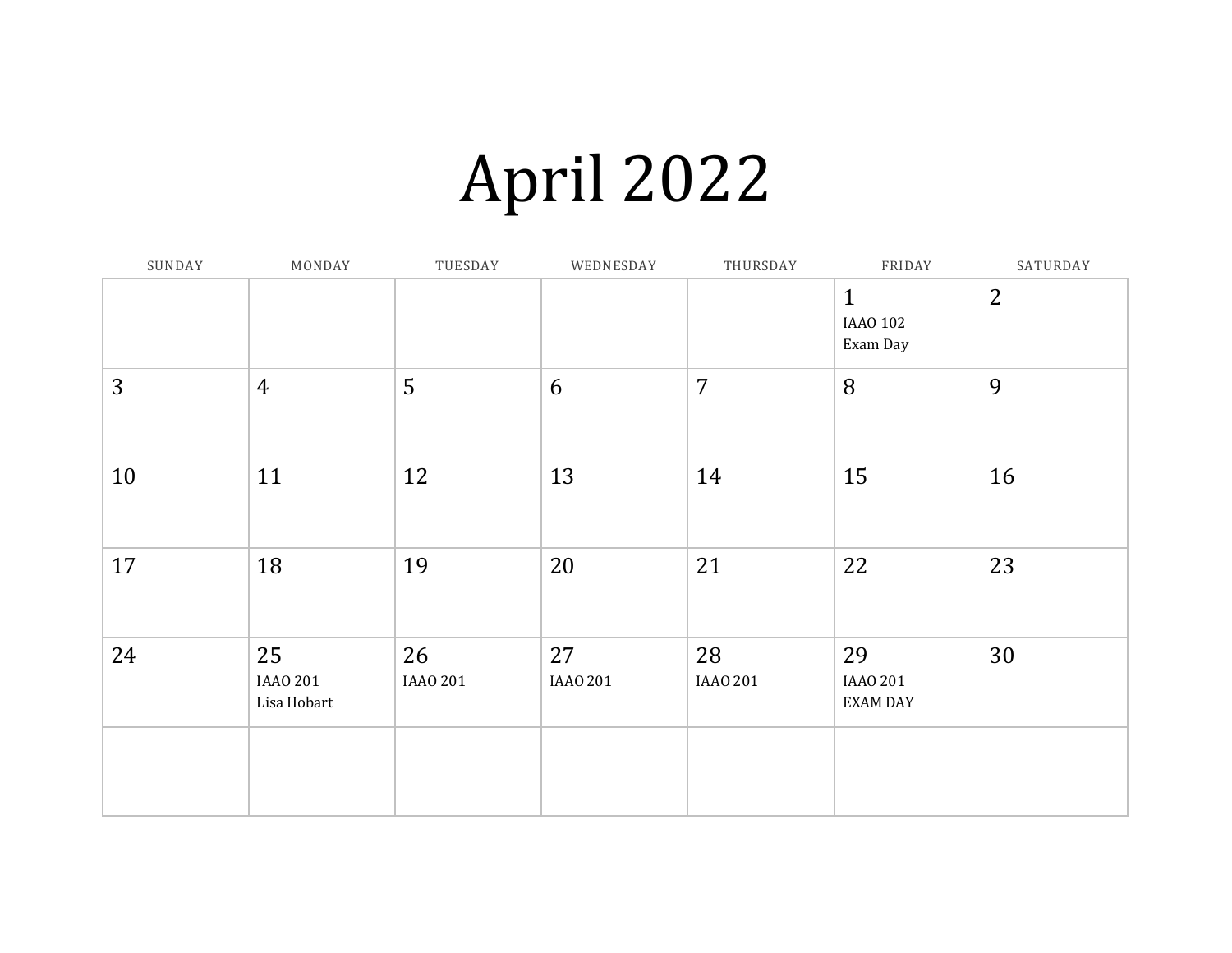# April 2022

| SUNDAY | MONDAY | TUESDAY | WEDNESDAY | THURSDAY | FRIDAY | SATURDAY |
|---|---|---|---|---|---|---|
| | | | | | 1<br>IAAO 102<br>Exam Day | 2 |
| 3 | 4 | 5 | 6 | 7 | 8 | 9 |
| 10 | 11 | 12 | 13 | 14 | 15 | 16 |
| 17 | 18 | 19 | 20 | 21 | 22 | 23 |
| 24 | 25<br>IAAO 201<br>Lisa Hobart | 26<br>IAAO 201 | 27<br>IAAO 201 | 28<br>IAAO 201 | 29<br>IAAO 201<br>EXAM DAY | 30 |
| | | | | | | |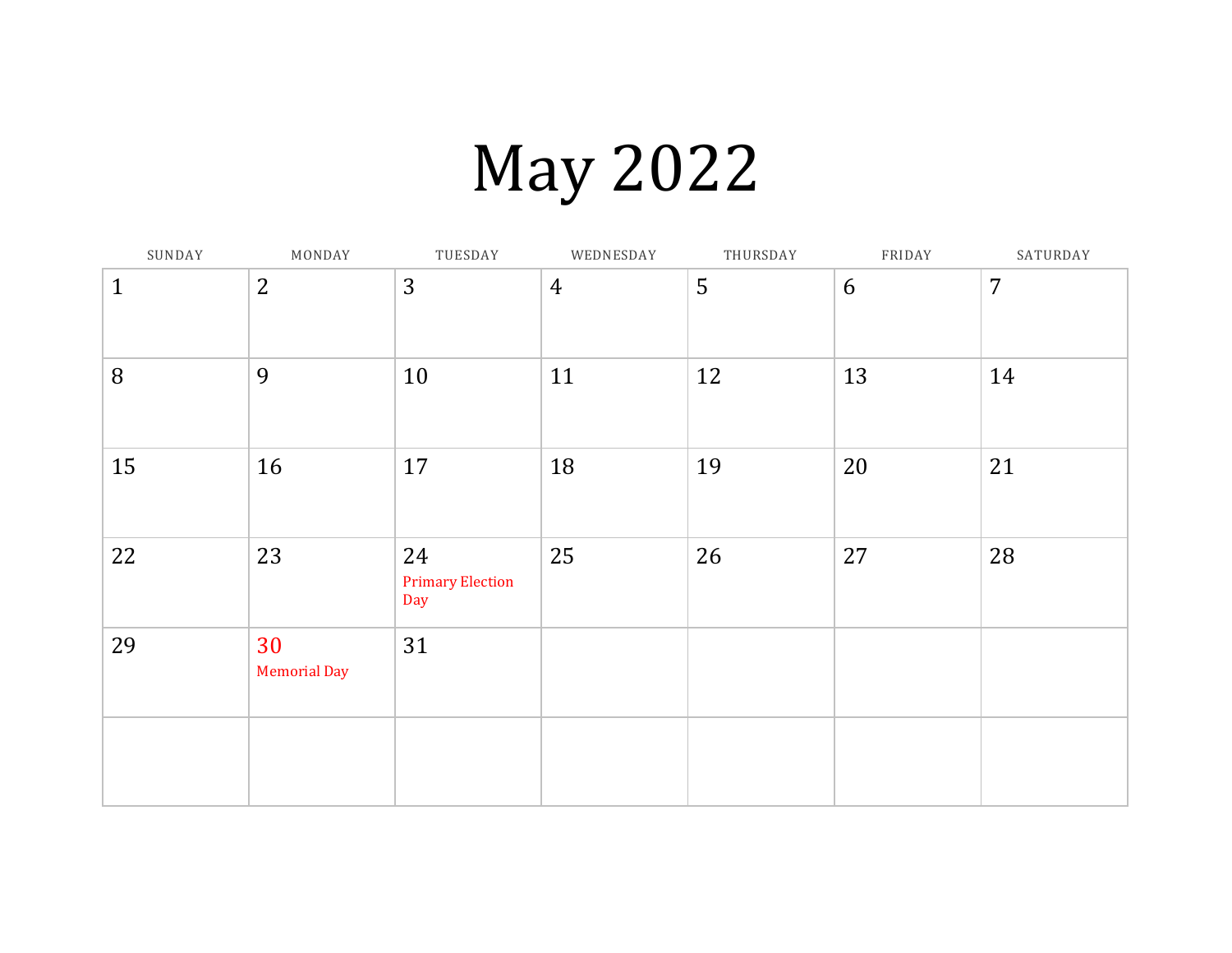# May 2022

| SUNDAY | MONDAY | TUESDAY | WEDNESDAY | THURSDAY | FRIDAY | SATURDAY |
|---|---|---|---|---|---|---|
| 1 | 2 | 3 | 4 | 5 | 6 | 7 |
| 8 | 9 | 10 | 11 | 12 | 13 | 14 |
| 15 | 16 | 17 | 18 | 19 | 20 | 21 |
| 22 | 23 | 24 Primary Election Day | 25 | 26 | 27 | 28 |
| 29 | 30 Memorial Day | 31 | | | | |
| | | | | | | |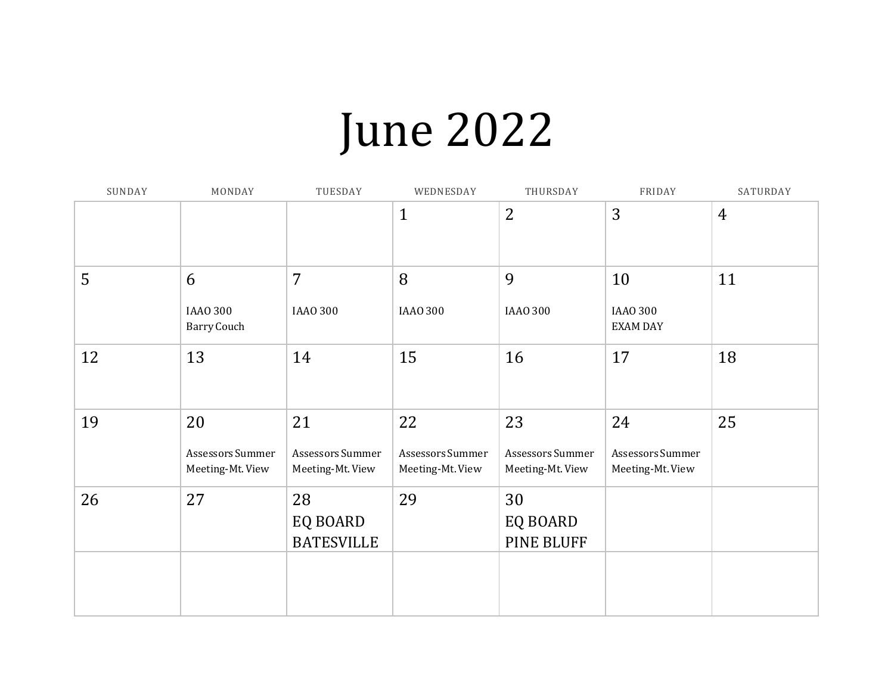# June 2022

| SUNDAY | MONDAY | TUESDAY | WEDNESDAY | THURSDAY | FRIDAY | SATURDAY |
|---|---|---|---|---|---|---|
| | | | 1 | 2 | 3 | 4 |
| 5 | 6<br>IAAO 300<br>Barry Couch | 7<br>IAAO 300 | 8<br>IAAO 300 | 9<br>IAAO 300 | 10<br>IAAO 300<br>EXAM DAY | 11 |
| 12 | 13 | 14 | 15 | 16 | 17 | 18 |
| 19 | 20<br>Assessors Summer Meeting-Mt. View | 21<br>Assessors Summer Meeting-Mt. View | 22<br>Assessors Summer Meeting-Mt. View | 23<br>Assessors Summer Meeting-Mt. View | 24<br>Assessors Summer Meeting-Mt. View | 25 |
| 26 | 27 | 28<br>EQ BOARD<br>BATESVILLE | 29 | 30<br>EQ BOARD<br>PINE BLUFF | | |
| | | | | | | |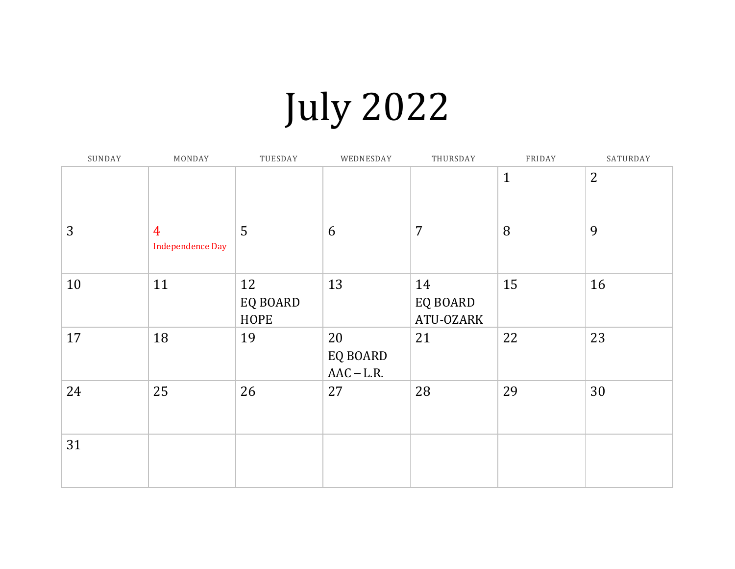# July 2022

| SUNDAY | MONDAY | TUESDAY | WEDNESDAY | THURSDAY | FRIDAY | SATURDAY |
|---|---|---|---|---|---|---|
| | | | | | 1 | 2 |
| 3 | 4 Independence Day | 5 | 6 | 7 | 8 | 9 |
| 10 | 11 | 12 EQ BOARD HOPE | 13 | 14 EQ BOARD ATU-OZARK | 15 | 16 |
| 17 | 18 | 19 | 20 EQ BOARD AAC – L.R. | 21 | 22 | 23 |
| 24 | 25 | 26 | 27 | 28 | 29 | 30 |
| 31 | | | | | | |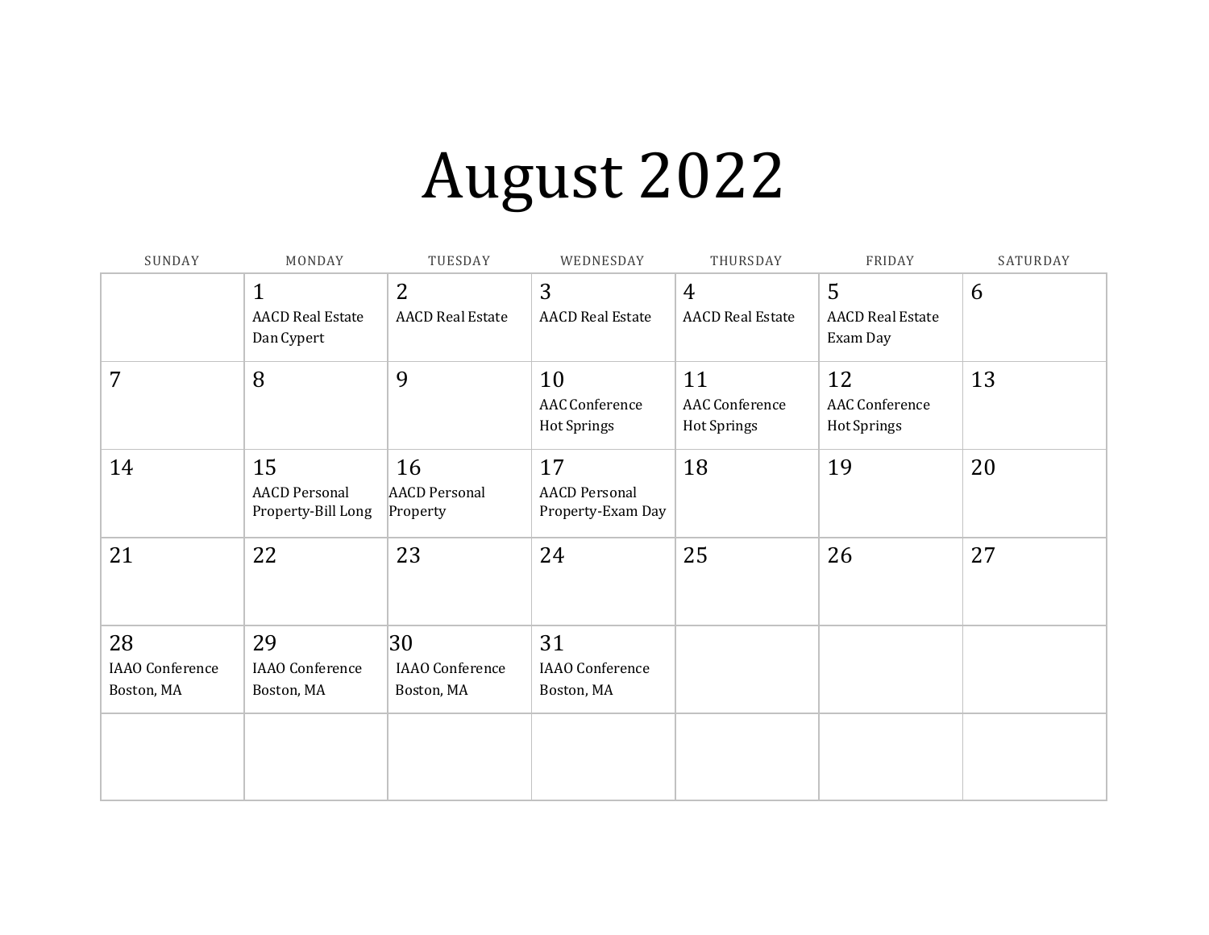# August 2022

| SUNDAY | MONDAY | TUESDAY | WEDNESDAY | THURSDAY | FRIDAY | SATURDAY |
|---|---|---|---|---|---|---|
| | 1<br>AACD Real Estate<br>Dan Cypert | 2<br>AACD Real Estate | 3<br>AACD Real Estate | 4<br>AACD Real Estate | 5<br>AACD Real Estate<br>Exam Day | 6 |
| 7 | 8 | 9 | 10<br>AAC Conference<br>Hot Springs | 11<br>AAC Conference<br>Hot Springs | 12<br>AAC Conference<br>Hot Springs | 13 |
| 14 | 15<br>AACD Personal<br>Property-Bill Long | 16<br>AACD Personal<br>Property | 17<br>AACD Personal<br>Property-Exam Day | 18 | 19 | 20 |
| 21 | 22 | 23 | 24 | 25 | 26 | 27 |
| 28<br>IAAO Conference<br>Boston, MA | 29<br>IAAO Conference<br>Boston, MA | 30<br>IAAO Conference<br>Boston, MA | 31<br>IAAO Conference<br>Boston, MA | | | |
| | | | | | | |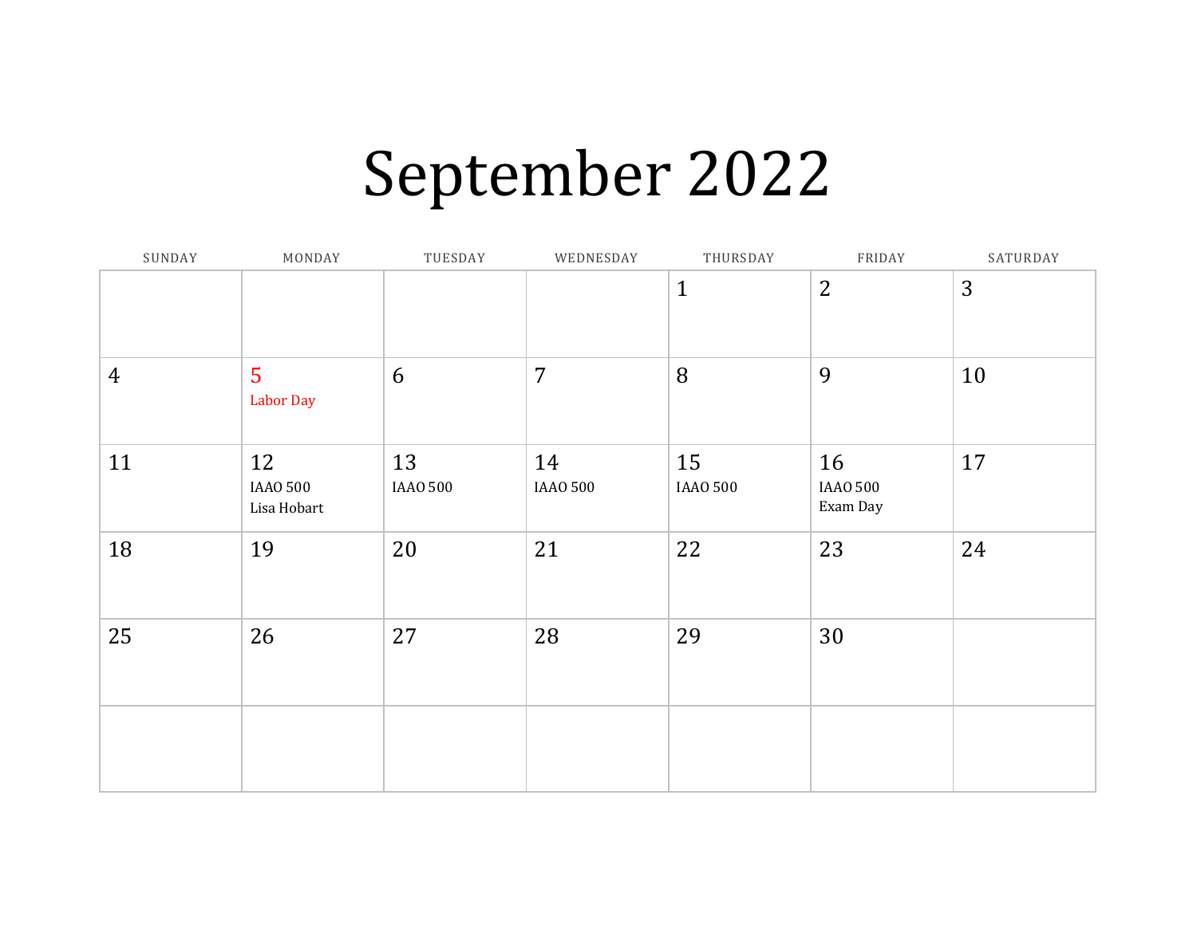# September 2022

| SUNDAY | MONDAY | TUESDAY | WEDNESDAY | THURSDAY | FRIDAY | SATURDAY |
|---|---|---|---|---|---|---|
| | | | | 1 | 2 | 3 |
| 4 | 5 Labor Day | 6 | 7 | 8 | 9 | 10 |
| 11 | 12 IAAO 500 Lisa Hobart | 13 IAAO 500 | 14 IAAO 500 | 15 IAAO 500 | 16 IAAO 500 Exam Day | 17 |
| 18 | 19 | 20 | 21 | 22 | 23 | 24 |
| 25 | 26 | 27 | 28 | 29 | 30 | |
| | | | | | | |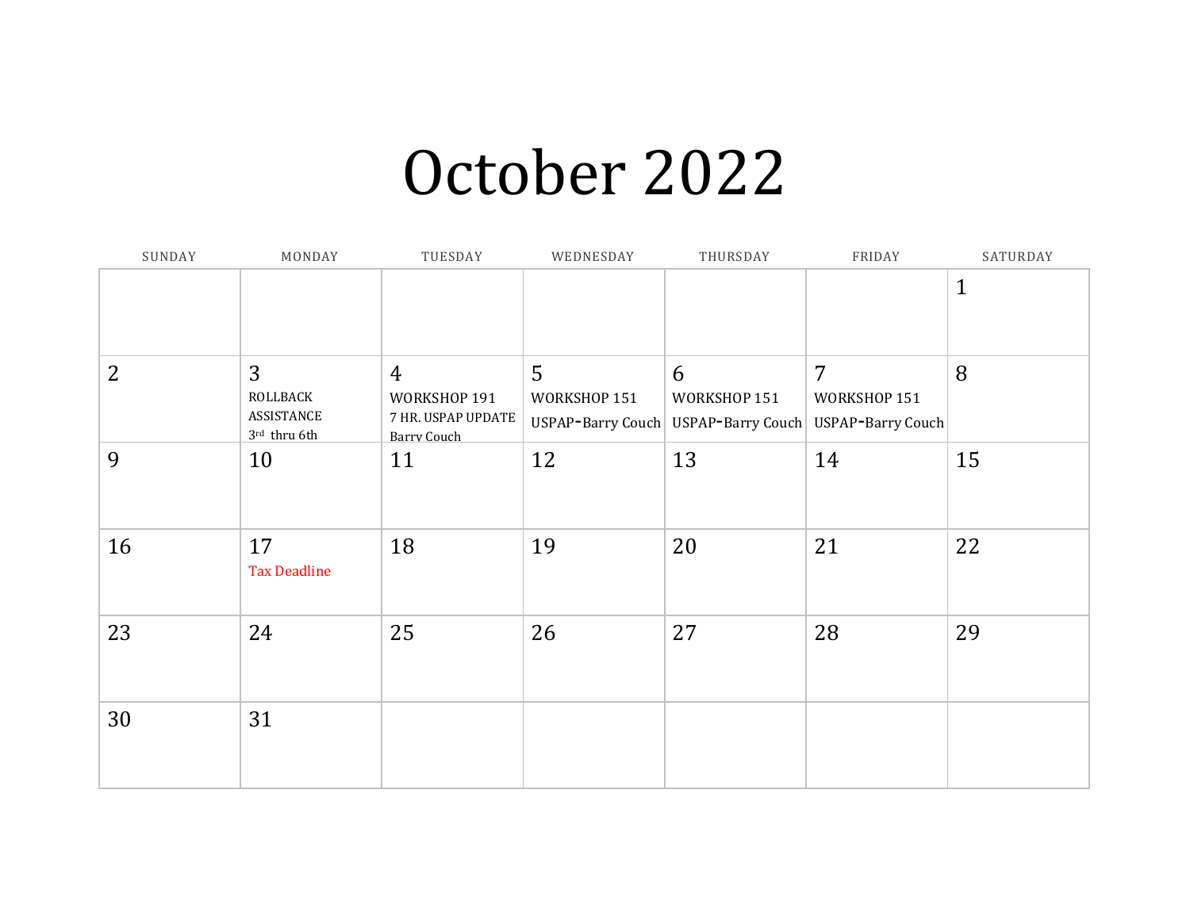# October 2022

| SUNDAY | MONDAY | TUESDAY | WEDNESDAY | THURSDAY | FRIDAY | SATURDAY |
|---|---|---|---|---|---|---|
| | | | | | | 1 |
| 2 | 3 ROLLBACK ASSISTANCE 3rd thru 6th | 4 WORKSHOP 191 7 HR. USPAP UPDATE Barry Couch | 5 WORKSHOP 151 USPAP-Barry Couch | 6 WORKSHOP 151 USPAP-Barry Couch | 7 WORKSHOP 151 USPAP-Barry Couch | 8 |
| 9 | 10 | 11 | 12 | 13 | 14 | 15 |
| 16 | 17 Tax Deadline | 18 | 19 | 20 | 21 | 22 |
| 23 | 24 | 25 | 26 | 27 | 28 | 29 |
| 30 | 31 | | | | | |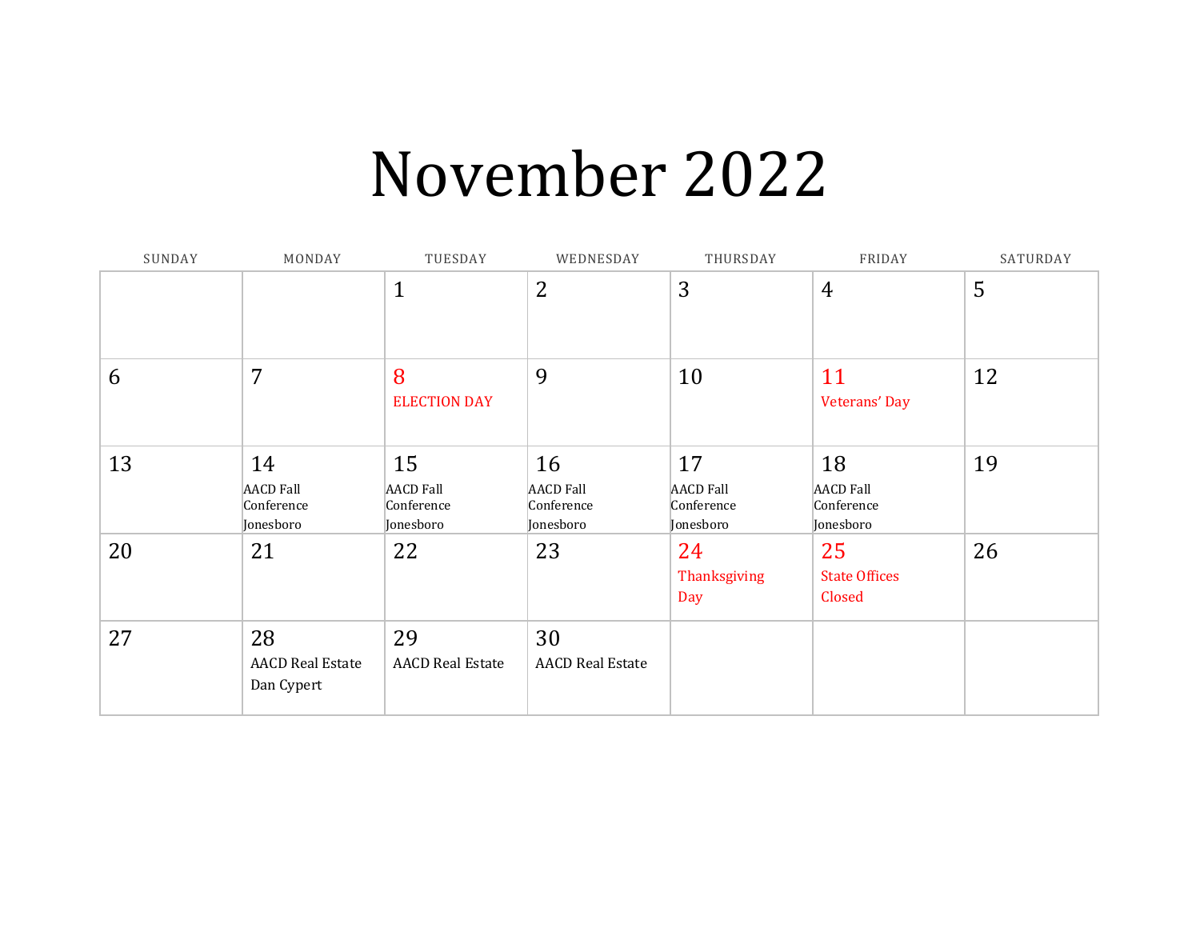# November 2022

| SUNDAY | MONDAY | TUESDAY | WEDNESDAY | THURSDAY | FRIDAY | SATURDAY |
| --- | --- | --- | --- | --- | --- | --- |
| | | 1 | 2 | 3 | 4 | 5 |
| 6 | 7 | 8 ELECTION DAY | 9 | 10 | 11 Veterans' Day | 12 |
| 13 | 14 AACD Fall Conference Jonesboro | 15 AACD Fall Conference Jonesboro | 16 AACD Fall Conference Jonesboro | 17 AACD Fall Conference Jonesboro | 18 AACD Fall Conference Jonesboro | 19 |
| 20 | 21 | 22 | 23 | 24 Thanksgiving Day | 25 State Offices Closed | 26 |
| 27 | 28 AACD Real Estate Dan Cypert | 29 AACD Real Estate | 30 AACD Real Estate | | | |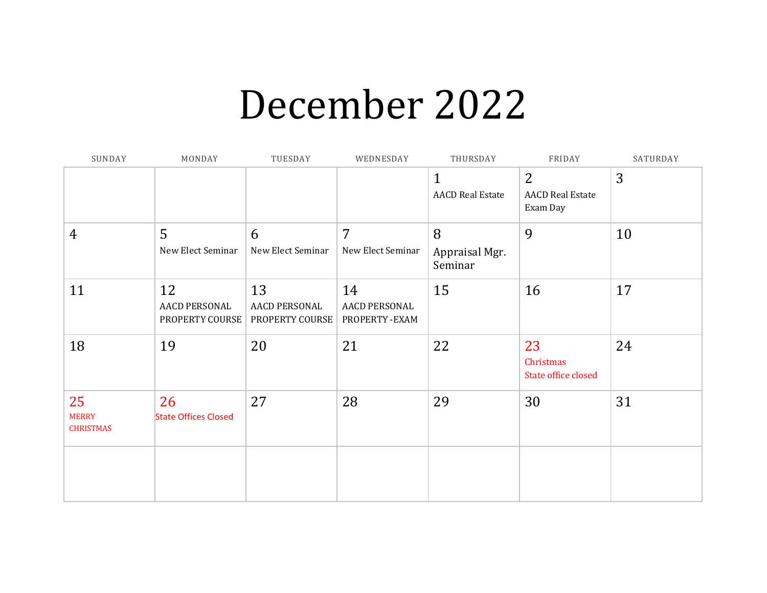# December 2022

| SUNDAY | MONDAY | TUESDAY | WEDNESDAY | THURSDAY | FRIDAY | SATURDAY |
|---|---|---|---|---|---|---|
| | | | | 1 AACD Real Estate | 2 AACD Real Estate Exam Day | 3 |
| 4 | 5 New Elect Seminar | 6 New Elect Seminar | 7 New Elect Seminar | 8 Appraisal Mgr. Seminar | 9 | 10 |
| 11 | 12 AACD PERSONAL PROPERTY COURSE | 13 AACD PERSONAL PROPERTY COURSE | 14 AACD PERSONAL PROPERTY -EXAM | 15 | 16 | 17 |
| 18 | 19 | 20 | 21 | 22 | 23 Christmas State office closed | 24 |
| 25 MERRY CHRISTMAS | 26 State Offices Closed | 27 | 28 | 29 | 30 | 31 |
| | | | | | | |